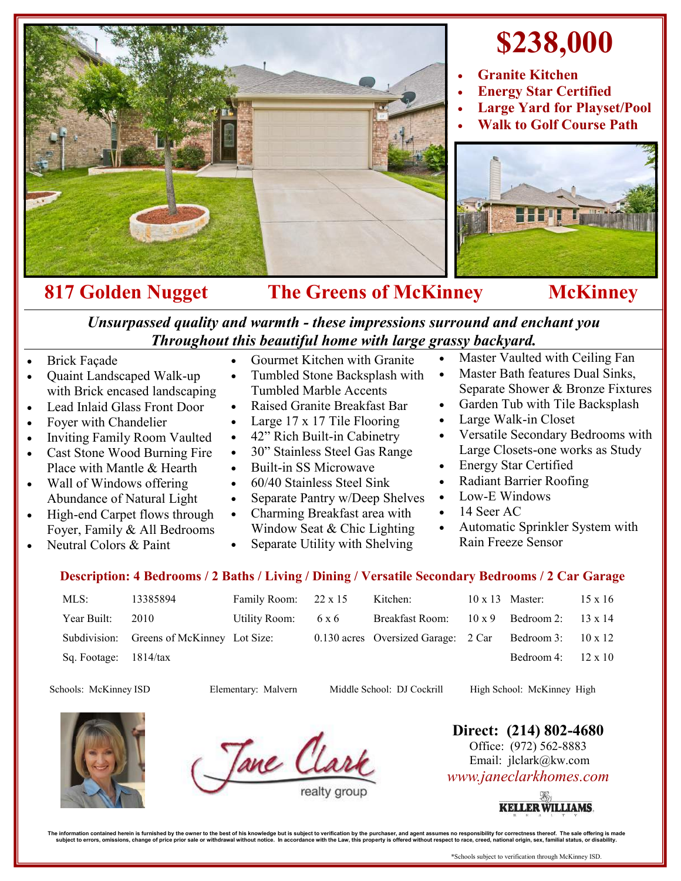# $238,000

- **Granite Kitchen**
- **Energy Star Certified**
- **Large Yard for Playset/Pool**
- **Walk to Golf Course Path**

## 817 Golden Nugget — The Greens of McKinney — McKinney

***Unsurpassed quality and warmth - these impressions surround and enchant you Throughout this beautiful home with large grassy backyard.***

- Brick Façade
- Quaint Landscaped Walk-up with Brick encased landscaping
- Lead Inlaid Glass Front Door
- Foyer with Chandelier
- Inviting Family Room Vaulted
- Cast Stone Wood Burning Fire Place with Mantle & Hearth
- Wall of Windows offering Abundance of Natural Light
- High-end Carpet flows through Foyer, Family & All Bedrooms
- Neutral Colors & Paint
- Gourmet Kitchen with Granite
- Tumbled Stone Backsplash with Tumbled Marble Accents
- Raised Granite Breakfast Bar
- Large 17 x 17 Tile Flooring
- 42" Rich Built-in Cabinetry
- 30" Stainless Steel Gas Range
- Built-in SS Microwave
- 60/40 Stainless Steel Sink
- Separate Pantry w/Deep Shelves
- Charming Breakfast area with Window Seat & Chic Lighting
- Separate Utility with Shelving
- Master Vaulted with Ceiling Fan
- Master Bath features Dual Sinks, Separate Shower & Bronze Fixtures
- Garden Tub with Tile Backsplash
- Large Walk-in Closet
- Versatile Secondary Bedrooms with Large Closets-one works as Study
- Energy Star Certified
- Radiant Barrier Roofing
- Low-E Windows
- 14 Seer AC
- Automatic Sprinkler System with Rain Freeze Sensor

**Description: 4 Bedrooms / 2 Baths / Living / Dining / Versatile Secondary Bedrooms / 2 Car Garage**

| | | | | | | | |
|---|---|---|---|---|---|---|---|
| MLS: | 13385894 | Family Room: | 22 x 15 | Kitchen: | 10 x 13 | Master: | 15 x 16 |
| Year Built: | 2010 | Utility Room: | 6 x 6 | Breakfast Room: | 10 x 9 | Bedroom 2: | 13 x 14 |
| Subdivision: | Greens of McKinney | Lot Size: | 0.130 acres | Oversized Garage: | 2 Car | Bedroom 3: | 10 x 12 |
| Sq. Footage: | 1814/tax | | | | | Bedroom 4: | 12 x 10 |

Schools: McKinney ISD — Elementary: Malvern — Middle School: DJ Cockrill — High School: McKinney High

Jane Clark realty group

**Direct: (214) 802-4680**
Office: (972) 562-8883
Email: jlclark@kw.com
*www.janeclarkhomes.com*

KELLER WILLIAMS REALTY

The information contained herein is furnished by the owner to the best of his knowledge but is subject to verification by the purchaser, and agent assumes no responsibility for correctness thereof. The sale offering is made subject to errors, omissions, change of price prior sale or withdrawal without notice. In accordance with the Law, this property is offered without respect to race, creed, national origin, sex, familial status, or disability.

*Schools subject to verification through McKinney ISD.